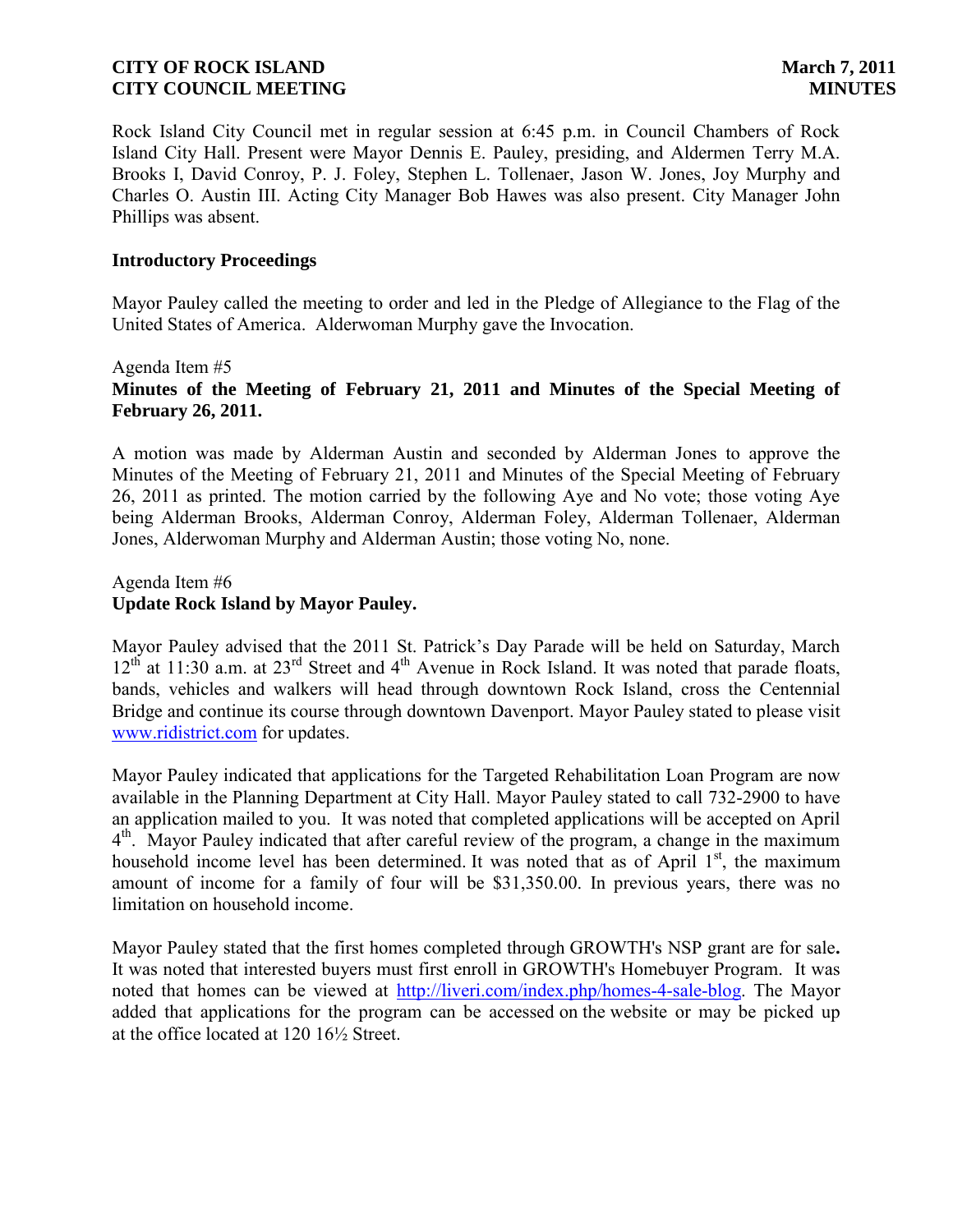**CITY OF ROCK ISLAND** **March 7, 2011**
**CITY COUNCIL MEETING** **MINUTES**

Rock Island City Council met in regular session at 6:45 p.m. in Council Chambers of Rock Island City Hall. Present were Mayor Dennis E. Pauley, presiding, and Aldermen Terry M.A. Brooks I, David Conroy, P. J. Foley, Stephen L. Tollenaer, Jason W. Jones, Joy Murphy and Charles O. Austin III. Acting City Manager Bob Hawes was also present. City Manager John Phillips was absent.

**Introductory Proceedings**

Mayor Pauley called the meeting to order and led in the Pledge of Allegiance to the Flag of the United States of America. Alderwoman Murphy gave the Invocation.

Agenda Item #5
**Minutes of the Meeting of February 21, 2011 and Minutes of the Special Meeting of February 26, 2011.**

A motion was made by Alderman Austin and seconded by Alderman Jones to approve the Minutes of the Meeting of February 21, 2011 and Minutes of the Special Meeting of February 26, 2011 as printed. The motion carried by the following Aye and No vote; those voting Aye being Alderman Brooks, Alderman Conroy, Alderman Foley, Alderman Tollenaer, Alderman Jones, Alderwoman Murphy and Alderman Austin; those voting No, none.

Agenda Item #6
**Update Rock Island by Mayor Pauley.**

Mayor Pauley advised that the 2011 St. Patrick's Day Parade will be held on Saturday, March 12th at 11:30 a.m. at 23rd Street and 4th Avenue in Rock Island. It was noted that parade floats, bands, vehicles and walkers will head through downtown Rock Island, cross the Centennial Bridge and continue its course through downtown Davenport. Mayor Pauley stated to please visit [www.ridistrict.com](http://www.ridistrict.com) for updates.

Mayor Pauley indicated that applications for the Targeted Rehabilitation Loan Program are now available in the Planning Department at City Hall. Mayor Pauley stated to call 732-2900 to have an application mailed to you. It was noted that completed applications will be accepted on April 4th. Mayor Pauley indicated that after careful review of the program, a change in the maximum household income level has been determined. It was noted that as of April 1st, the maximum amount of income for a family of four will be $31,350.00. In previous years, there was no limitation on household income.

Mayor Pauley stated that the first homes completed through GROWTH's NSP grant are for sale**.** It was noted that interested buyers must first enroll in GROWTH's Homebuyer Program. It was noted that homes can be viewed at [http://liveri.com/index.php/homes-4-sale-blog](http://liveri.com/index.php/homes-4-sale-blog). The Mayor added that applications for the program can be accessed on the website or may be picked up at the office located at 120 16½ Street.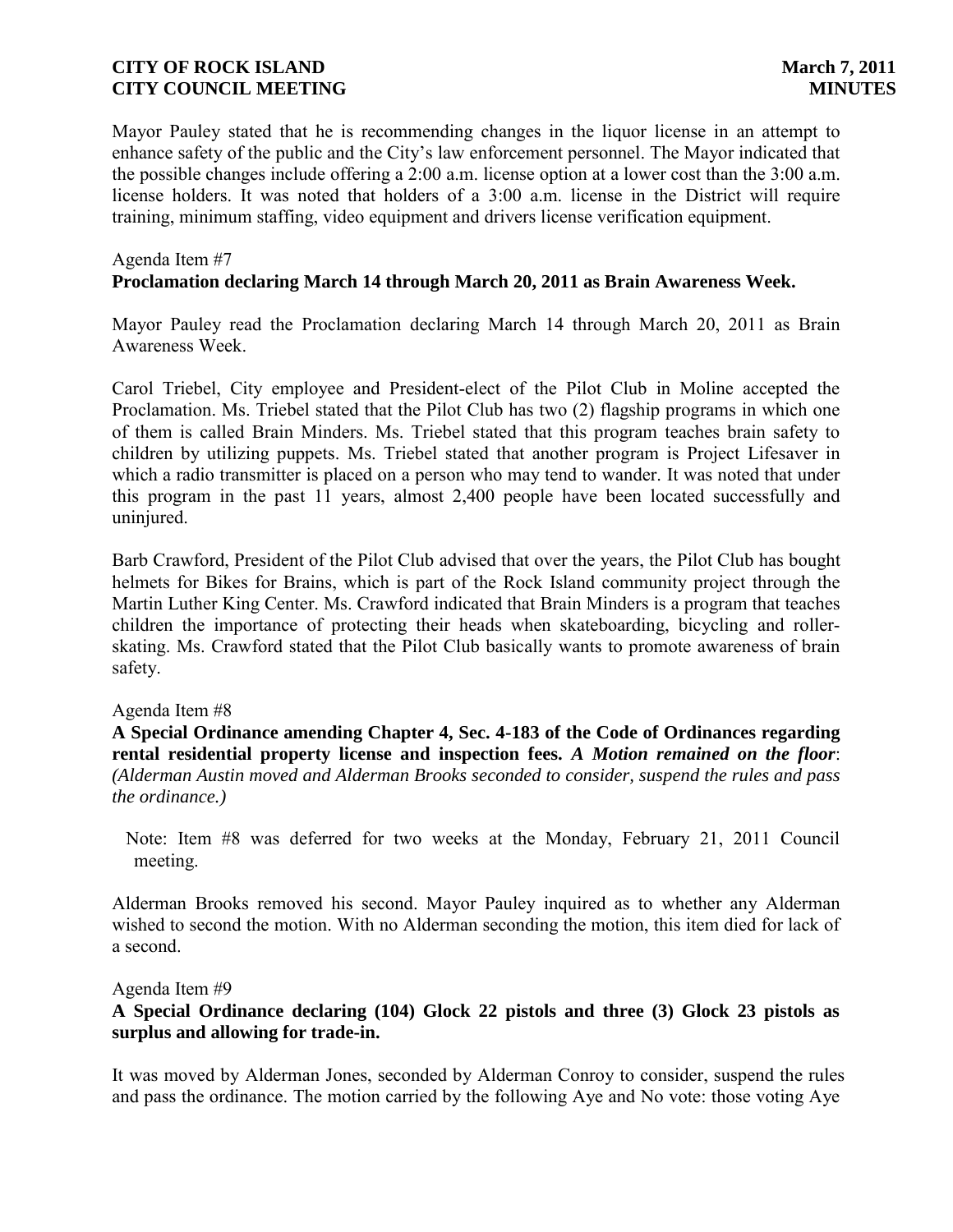Mayor Pauley stated that he is recommending changes in the liquor license in an attempt to enhance safety of the public and the City's law enforcement personnel. The Mayor indicated that the possible changes include offering a 2:00 a.m. license option at a lower cost than the 3:00 a.m. license holders. It was noted that holders of a 3:00 a.m. license in the District will require training, minimum staffing, video equipment and drivers license verification equipment.

Agenda Item #7
**Proclamation declaring March 14 through March 20, 2011 as Brain Awareness Week.**

Mayor Pauley read the Proclamation declaring March 14 through March 20, 2011 as Brain Awareness Week.

Carol Triebel, City employee and President-elect of the Pilot Club in Moline accepted the Proclamation. Ms. Triebel stated that the Pilot Club has two (2) flagship programs in which one of them is called Brain Minders. Ms. Triebel stated that this program teaches brain safety to children by utilizing puppets. Ms. Triebel stated that another program is Project Lifesaver in which a radio transmitter is placed on a person who may tend to wander. It was noted that under this program in the past 11 years, almost 2,400 people have been located successfully and uninjured.

Barb Crawford, President of the Pilot Club advised that over the years, the Pilot Club has bought helmets for Bikes for Brains, which is part of the Rock Island community project through the Martin Luther King Center. Ms. Crawford indicated that Brain Minders is a program that teaches children the importance of protecting their heads when skateboarding, bicycling and roller-skating. Ms. Crawford stated that the Pilot Club basically wants to promote awareness of brain safety.

Agenda Item #8
**A Special Ordinance amending Chapter 4, Sec. 4-183 of the Code of Ordinances regarding rental residential property license and inspection fees.** ***A Motion remained on the floor****: (Alderman Austin moved and Alderman Brooks seconded to consider, suspend the rules and pass the ordinance.)*

Note: Item #8 was deferred for two weeks at the Monday, February 21, 2011 Council meeting.

Alderman Brooks removed his second. Mayor Pauley inquired as to whether any Alderman wished to second the motion. With no Alderman seconding the motion, this item died for lack of a second.

Agenda Item #9
**A Special Ordinance declaring (104) Glock 22 pistols and three (3) Glock 23 pistols as surplus and allowing for trade-in.**

It was moved by Alderman Jones, seconded by Alderman Conroy to consider, suspend the rules and pass the ordinance. The motion carried by the following Aye and No vote: those voting Aye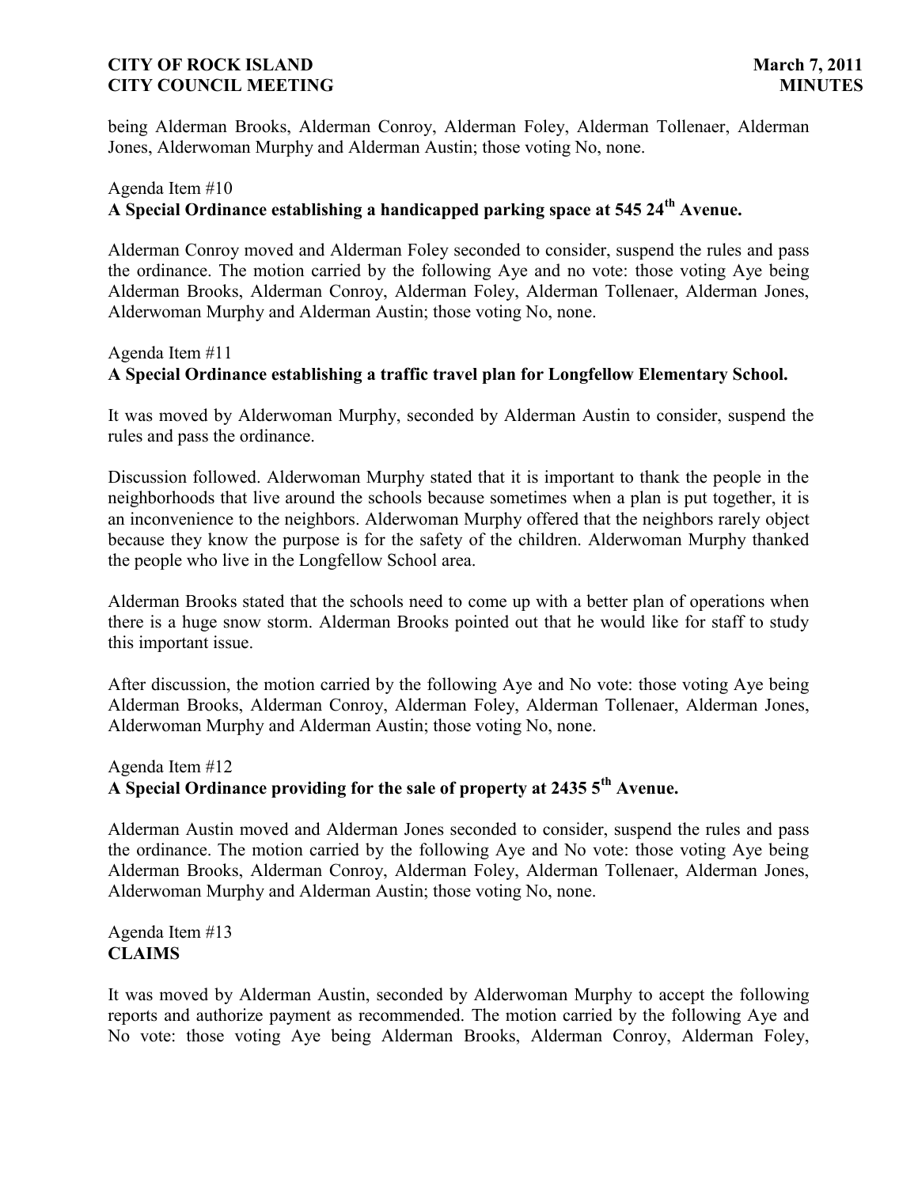being Alderman Brooks, Alderman Conroy, Alderman Foley, Alderman Tollenaer, Alderman Jones, Alderwoman Murphy and Alderman Austin; those voting No, none.

Agenda Item #10
**A Special Ordinance establishing a handicapped parking space at 545 24th Avenue.**

Alderman Conroy moved and Alderman Foley seconded to consider, suspend the rules and pass the ordinance. The motion carried by the following Aye and no vote: those voting Aye being Alderman Brooks, Alderman Conroy, Alderman Foley, Alderman Tollenaer, Alderman Jones, Alderwoman Murphy and Alderman Austin; those voting No, none.

Agenda Item #11
**A Special Ordinance establishing a traffic travel plan for Longfellow Elementary School.**

It was moved by Alderwoman Murphy, seconded by Alderman Austin to consider, suspend the rules and pass the ordinance.

Discussion followed. Alderwoman Murphy stated that it is important to thank the people in the neighborhoods that live around the schools because sometimes when a plan is put together, it is an inconvenience to the neighbors. Alderwoman Murphy offered that the neighbors rarely object because they know the purpose is for the safety of the children. Alderwoman Murphy thanked the people who live in the Longfellow School area.

Alderman Brooks stated that the schools need to come up with a better plan of operations when there is a huge snow storm. Alderman Brooks pointed out that he would like for staff to study this important issue.

After discussion, the motion carried by the following Aye and No vote: those voting Aye being Alderman Brooks, Alderman Conroy, Alderman Foley, Alderman Tollenaer, Alderman Jones, Alderwoman Murphy and Alderman Austin; those voting No, none.

Agenda Item #12
**A Special Ordinance providing for the sale of property at 2435 5th Avenue.**

Alderman Austin moved and Alderman Jones seconded to consider, suspend the rules and pass the ordinance. The motion carried by the following Aye and No vote: those voting Aye being Alderman Brooks, Alderman Conroy, Alderman Foley, Alderman Tollenaer, Alderman Jones, Alderwoman Murphy and Alderman Austin; those voting No, none.

Agenda Item #13
**CLAIMS**

It was moved by Alderman Austin, seconded by Alderwoman Murphy to accept the following reports and authorize payment as recommended. The motion carried by the following Aye and No vote: those voting Aye being Alderman Brooks, Alderman Conroy, Alderman Foley,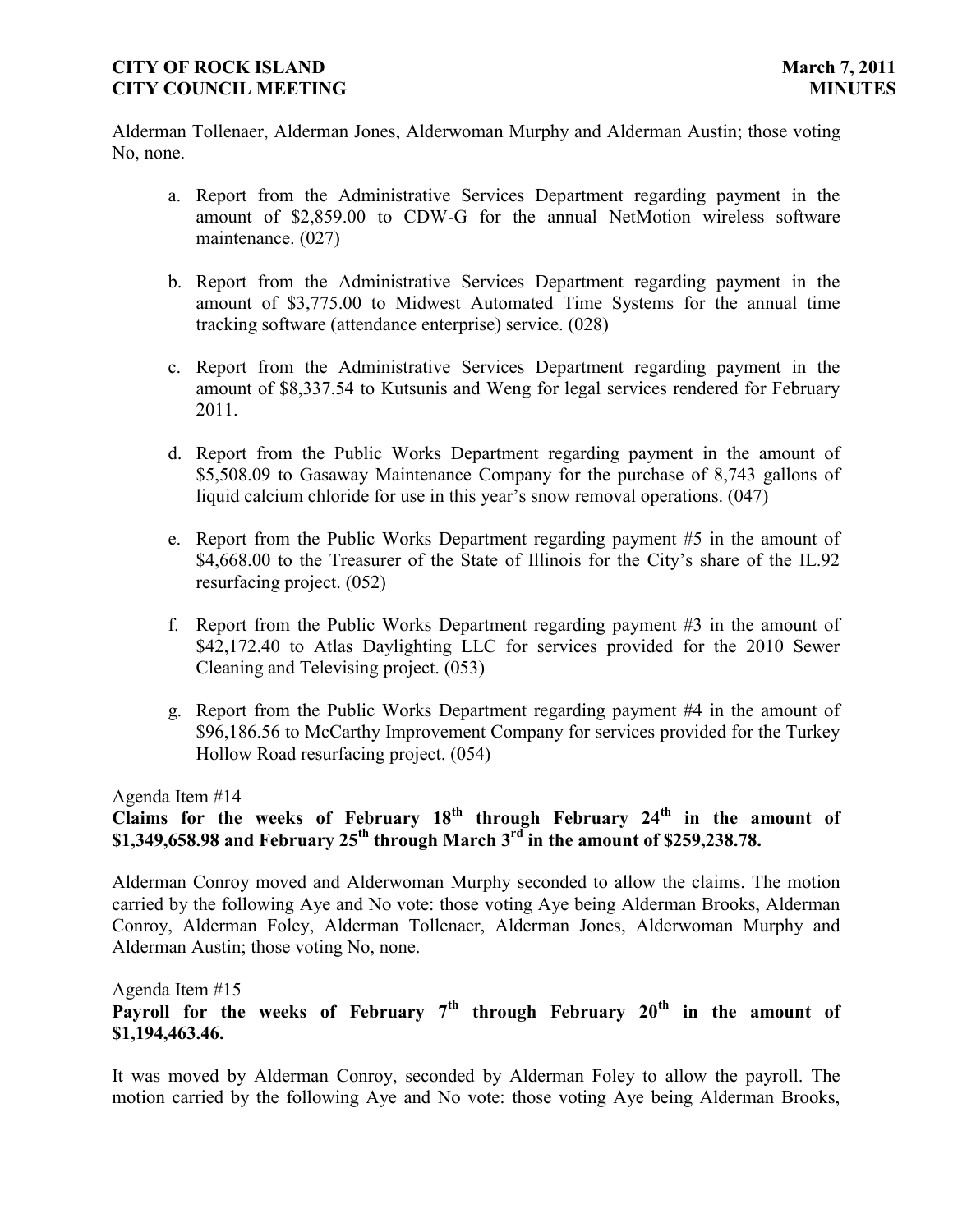Alderman Tollenaer, Alderman Jones, Alderwoman Murphy and Alderman Austin; those voting No, none.

a. Report from the Administrative Services Department regarding payment in the amount of $2,859.00 to CDW-G for the annual NetMotion wireless software maintenance. (027)

b. Report from the Administrative Services Department regarding payment in the amount of $3,775.00 to Midwest Automated Time Systems for the annual time tracking software (attendance enterprise) service. (028)

c. Report from the Administrative Services Department regarding payment in the amount of $8,337.54 to Kutsunis and Weng for legal services rendered for February 2011.

d. Report from the Public Works Department regarding payment in the amount of $5,508.09 to Gasaway Maintenance Company for the purchase of 8,743 gallons of liquid calcium chloride for use in this year's snow removal operations. (047)

e. Report from the Public Works Department regarding payment #5 in the amount of $4,668.00 to the Treasurer of the State of Illinois for the City's share of the IL.92 resurfacing project. (052)

f. Report from the Public Works Department regarding payment #3 in the amount of $42,172.40 to Atlas Daylighting LLC for services provided for the 2010 Sewer Cleaning and Televising project. (053)

g. Report from the Public Works Department regarding payment #4 in the amount of $96,186.56 to McCarthy Improvement Company for services provided for the Turkey Hollow Road resurfacing project. (054)

Agenda Item #14

**Claims for the weeks of February 18th through February 24th in the amount of $1,349,658.98 and February 25th through March 3rd in the amount of $259,238.78.**

Alderman Conroy moved and Alderwoman Murphy seconded to allow the claims. The motion carried by the following Aye and No vote: those voting Aye being Alderman Brooks, Alderman Conroy, Alderman Foley, Alderman Tollenaer, Alderman Jones, Alderwoman Murphy and Alderman Austin; those voting No, none.

Agenda Item #15

**Payroll for the weeks of February 7th through February 20th in the amount of $1,194,463.46.**

It was moved by Alderman Conroy, seconded by Alderman Foley to allow the payroll. The motion carried by the following Aye and No vote: those voting Aye being Alderman Brooks,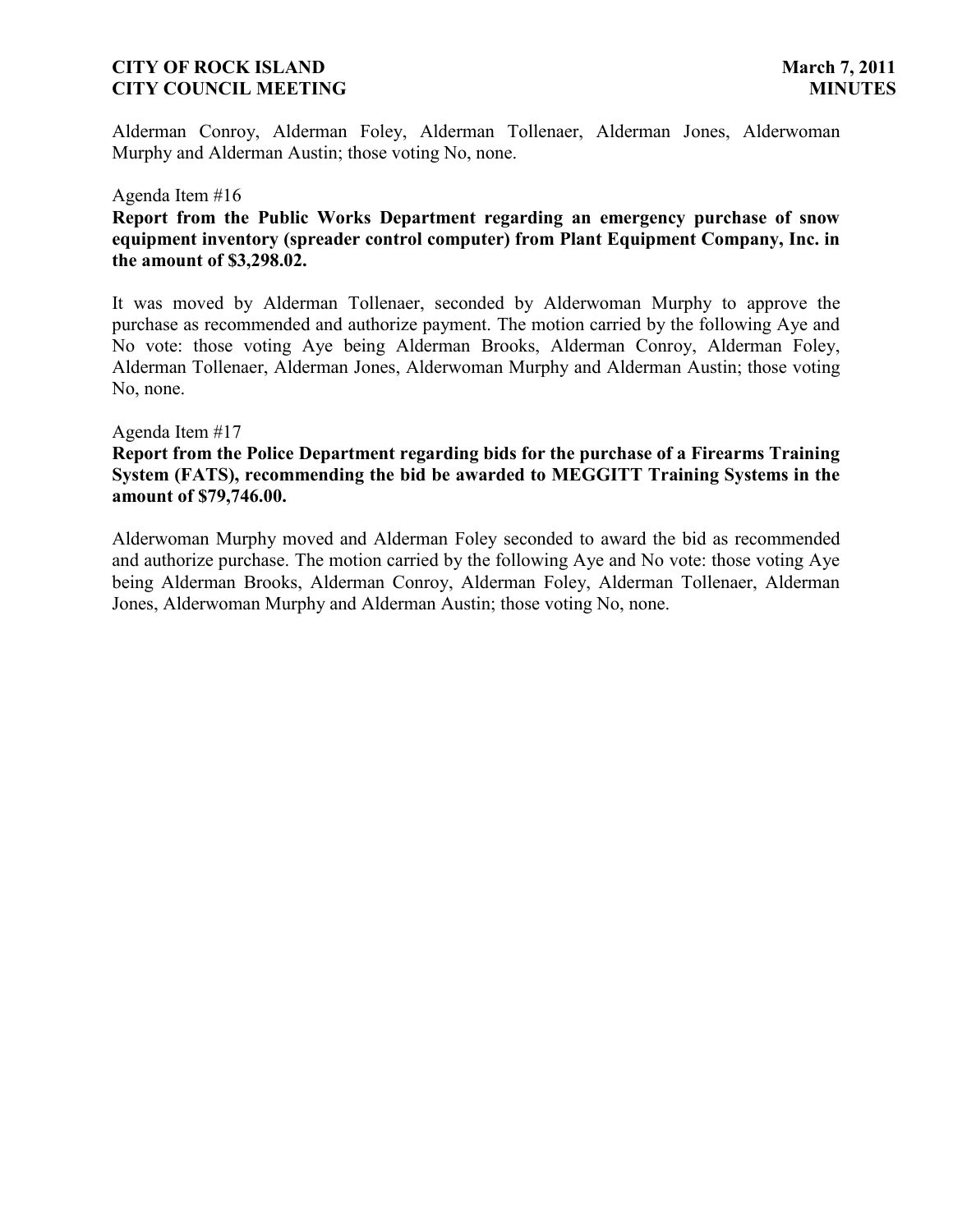Alderman Conroy, Alderman Foley, Alderman Tollenaer, Alderman Jones, Alderwoman Murphy and Alderman Austin; those voting No, none.

Agenda Item #16

**Report from the Public Works Department regarding an emergency purchase of snow equipment inventory (spreader control computer) from Plant Equipment Company, Inc. in the amount of $3,298.02.**

It was moved by Alderman Tollenaer, seconded by Alderwoman Murphy to approve the purchase as recommended and authorize payment. The motion carried by the following Aye and No vote: those voting Aye being Alderman Brooks, Alderman Conroy, Alderman Foley, Alderman Tollenaer, Alderman Jones, Alderwoman Murphy and Alderman Austin; those voting No, none.

Agenda Item #17

**Report from the Police Department regarding bids for the purchase of a Firearms Training System (FATS), recommending the bid be awarded to MEGGITT Training Systems in the amount of $79,746.00.**

Alderwoman Murphy moved and Alderman Foley seconded to award the bid as recommended and authorize purchase. The motion carried by the following Aye and No vote: those voting Aye being Alderman Brooks, Alderman Conroy, Alderman Foley, Alderman Tollenaer, Alderman Jones, Alderwoman Murphy and Alderman Austin; those voting No, none.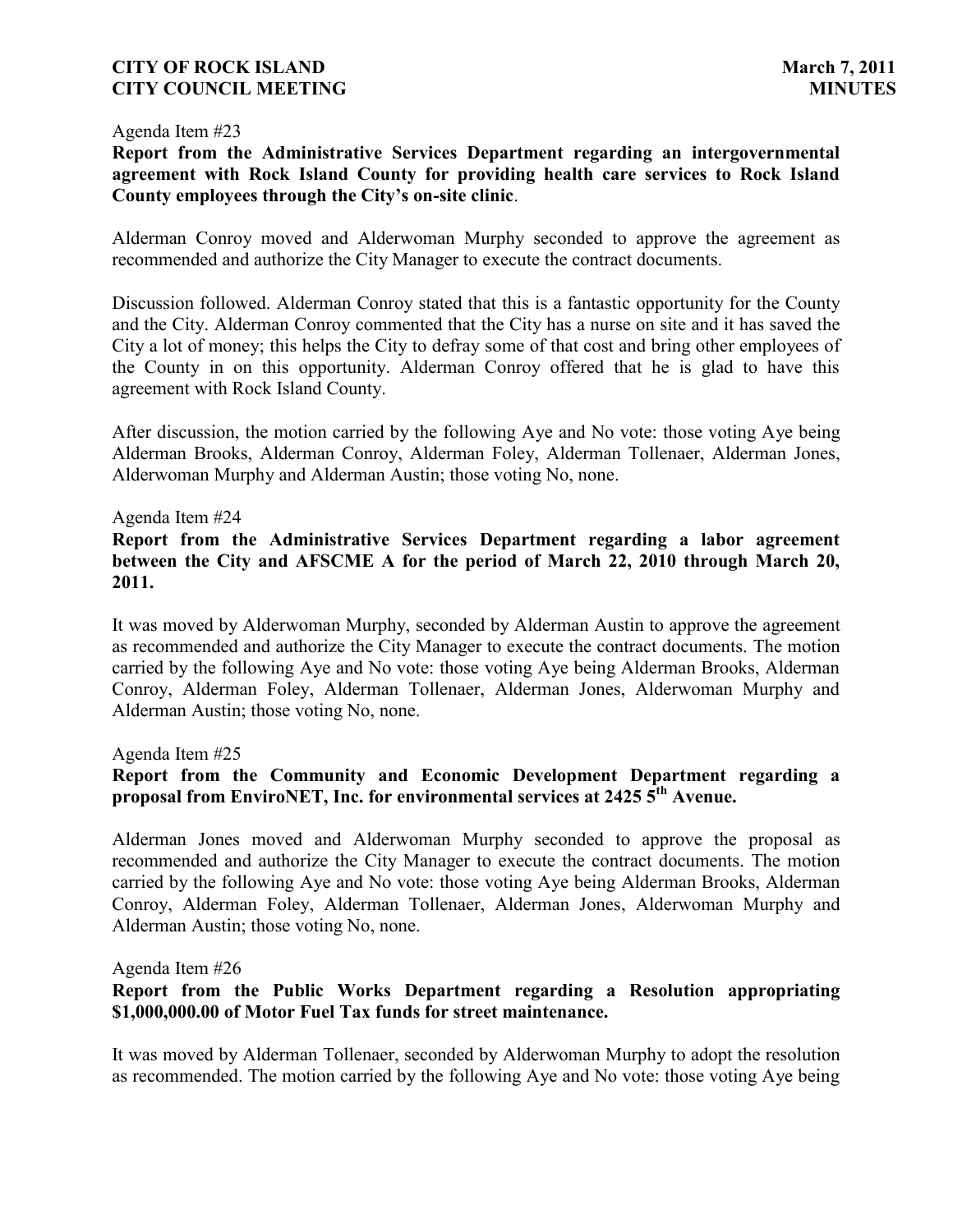Agenda Item #23

**Report from the Administrative Services Department regarding an intergovernmental agreement with Rock Island County for providing health care services to Rock Island County employees through the City's on-site clinic**.

Alderman Conroy moved and Alderwoman Murphy seconded to approve the agreement as recommended and authorize the City Manager to execute the contract documents.

Discussion followed. Alderman Conroy stated that this is a fantastic opportunity for the County and the City. Alderman Conroy commented that the City has a nurse on site and it has saved the City a lot of money; this helps the City to defray some of that cost and bring other employees of the County in on this opportunity. Alderman Conroy offered that he is glad to have this agreement with Rock Island County.

After discussion, the motion carried by the following Aye and No vote: those voting Aye being Alderman Brooks, Alderman Conroy, Alderman Foley, Alderman Tollenaer, Alderman Jones, Alderwoman Murphy and Alderman Austin; those voting No, none.

Agenda Item #24

**Report from the Administrative Services Department regarding a labor agreement between the City and AFSCME A for the period of March 22, 2010 through March 20, 2011.**

It was moved by Alderwoman Murphy, seconded by Alderman Austin to approve the agreement as recommended and authorize the City Manager to execute the contract documents. The motion carried by the following Aye and No vote: those voting Aye being Alderman Brooks, Alderman Conroy, Alderman Foley, Alderman Tollenaer, Alderman Jones, Alderwoman Murphy and Alderman Austin; those voting No, none.

Agenda Item #25

**Report from the Community and Economic Development Department regarding a proposal from EnviroNET, Inc. for environmental services at 2425 5th Avenue.**

Alderman Jones moved and Alderwoman Murphy seconded to approve the proposal as recommended and authorize the City Manager to execute the contract documents. The motion carried by the following Aye and No vote: those voting Aye being Alderman Brooks, Alderman Conroy, Alderman Foley, Alderman Tollenaer, Alderman Jones, Alderwoman Murphy and Alderman Austin; those voting No, none.

Agenda Item #26

**Report from the Public Works Department regarding a Resolution appropriating $1,000,000.00 of Motor Fuel Tax funds for street maintenance.**

It was moved by Alderman Tollenaer, seconded by Alderwoman Murphy to adopt the resolution as recommended. The motion carried by the following Aye and No vote: those voting Aye being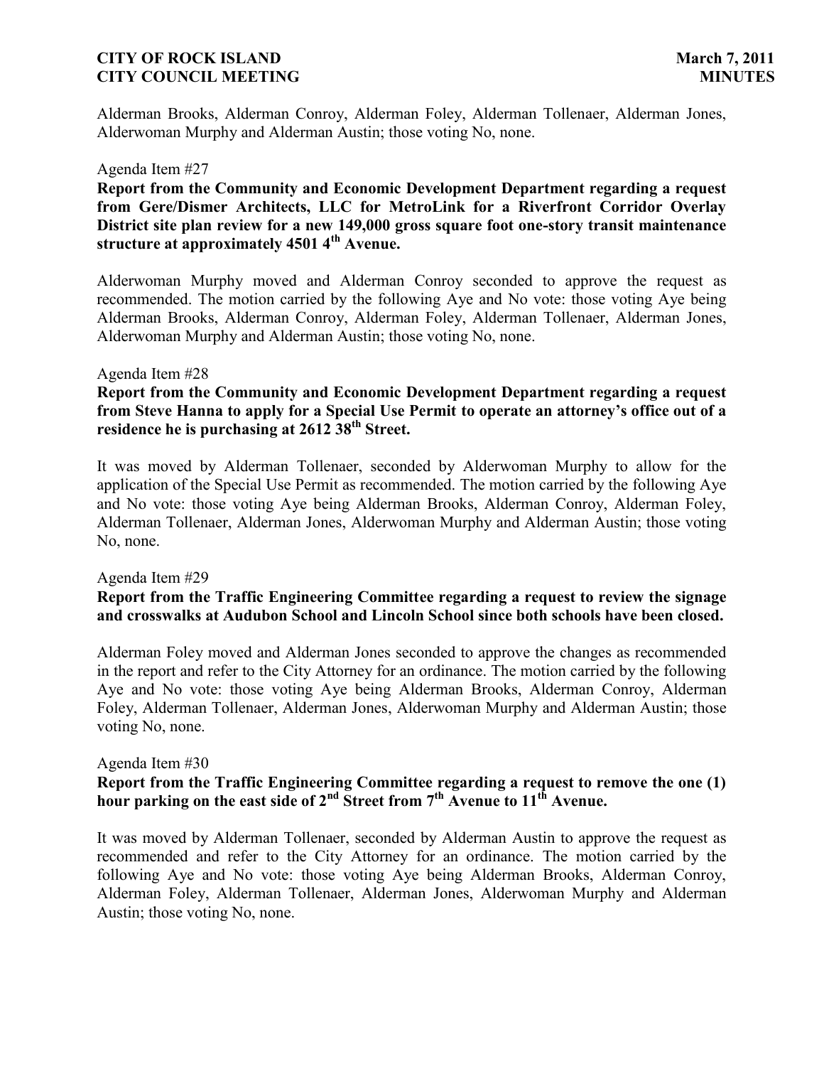Alderman Brooks, Alderman Conroy, Alderman Foley, Alderman Tollenaer, Alderman Jones, Alderwoman Murphy and Alderman Austin; those voting No, none.

Agenda Item #27

**Report from the Community and Economic Development Department regarding a request from Gere/Dismer Architects, LLC for MetroLink for a Riverfront Corridor Overlay District site plan review for a new 149,000 gross square foot one-story transit maintenance structure at approximately 4501 4th Avenue.**

Alderwoman Murphy moved and Alderman Conroy seconded to approve the request as recommended. The motion carried by the following Aye and No vote: those voting Aye being Alderman Brooks, Alderman Conroy, Alderman Foley, Alderman Tollenaer, Alderman Jones, Alderwoman Murphy and Alderman Austin; those voting No, none.

Agenda Item #28

**Report from the Community and Economic Development Department regarding a request from Steve Hanna to apply for a Special Use Permit to operate an attorney's office out of a residence he is purchasing at 2612 38th Street.**

It was moved by Alderman Tollenaer, seconded by Alderwoman Murphy to allow for the application of the Special Use Permit as recommended. The motion carried by the following Aye and No vote: those voting Aye being Alderman Brooks, Alderman Conroy, Alderman Foley, Alderman Tollenaer, Alderman Jones, Alderwoman Murphy and Alderman Austin; those voting No, none.

Agenda Item #29

**Report from the Traffic Engineering Committee regarding a request to review the signage and crosswalks at Audubon School and Lincoln School since both schools have been closed.**

Alderman Foley moved and Alderman Jones seconded to approve the changes as recommended in the report and refer to the City Attorney for an ordinance. The motion carried by the following Aye and No vote: those voting Aye being Alderman Brooks, Alderman Conroy, Alderman Foley, Alderman Tollenaer, Alderman Jones, Alderwoman Murphy and Alderman Austin; those voting No, none.

Agenda Item #30

**Report from the Traffic Engineering Committee regarding a request to remove the one (1) hour parking on the east side of 2nd Street from 7th Avenue to 11th Avenue.**

It was moved by Alderman Tollenaer, seconded by Alderman Austin to approve the request as recommended and refer to the City Attorney for an ordinance. The motion carried by the following Aye and No vote: those voting Aye being Alderman Brooks, Alderman Conroy, Alderman Foley, Alderman Tollenaer, Alderman Jones, Alderwoman Murphy and Alderman Austin; those voting No, none.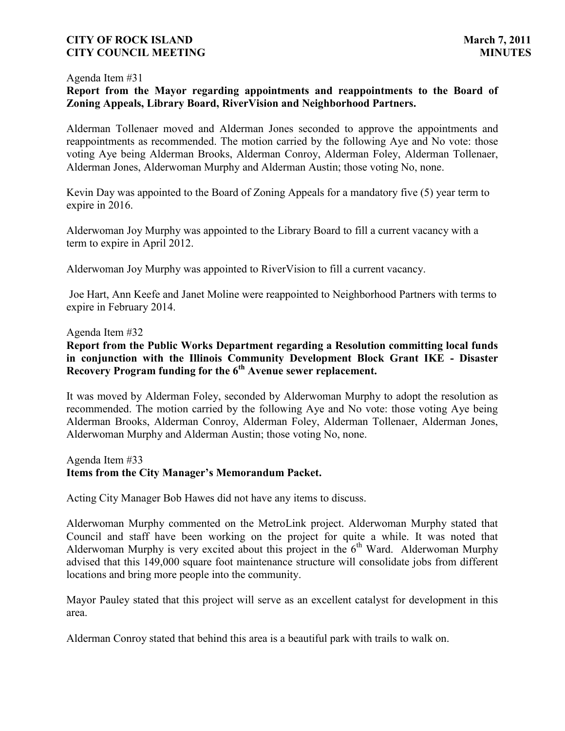Agenda Item #31

**Report from the Mayor regarding appointments and reappointments to the Board of Zoning Appeals, Library Board, RiverVision and Neighborhood Partners.**

Alderman Tollenaer moved and Alderman Jones seconded to approve the appointments and reappointments as recommended. The motion carried by the following Aye and No vote: those voting Aye being Alderman Brooks, Alderman Conroy, Alderman Foley, Alderman Tollenaer, Alderman Jones, Alderwoman Murphy and Alderman Austin; those voting No, none.

Kevin Day was appointed to the Board of Zoning Appeals for a mandatory five (5) year term to expire in 2016.

Alderwoman Joy Murphy was appointed to the Library Board to fill a current vacancy with a term to expire in April 2012.

Alderwoman Joy Murphy was appointed to RiverVision to fill a current vacancy.

Joe Hart, Ann Keefe and Janet Moline were reappointed to Neighborhood Partners with terms to expire in February 2014.

Agenda Item #32

**Report from the Public Works Department regarding a Resolution committing local funds in conjunction with the Illinois Community Development Block Grant IKE - Disaster Recovery Program funding for the 6th Avenue sewer replacement.**

It was moved by Alderman Foley, seconded by Alderwoman Murphy to adopt the resolution as recommended. The motion carried by the following Aye and No vote: those voting Aye being Alderman Brooks, Alderman Conroy, Alderman Foley, Alderman Tollenaer, Alderman Jones, Alderwoman Murphy and Alderman Austin; those voting No, none.

Agenda Item #33

**Items from the City Manager's Memorandum Packet.**

Acting City Manager Bob Hawes did not have any items to discuss.

Alderwoman Murphy commented on the MetroLink project. Alderwoman Murphy stated that Council and staff have been working on the project for quite a while. It was noted that Alderwoman Murphy is very excited about this project in the 6th Ward. Alderwoman Murphy advised that this 149,000 square foot maintenance structure will consolidate jobs from different locations and bring more people into the community.

Mayor Pauley stated that this project will serve as an excellent catalyst for development in this area.

Alderman Conroy stated that behind this area is a beautiful park with trails to walk on.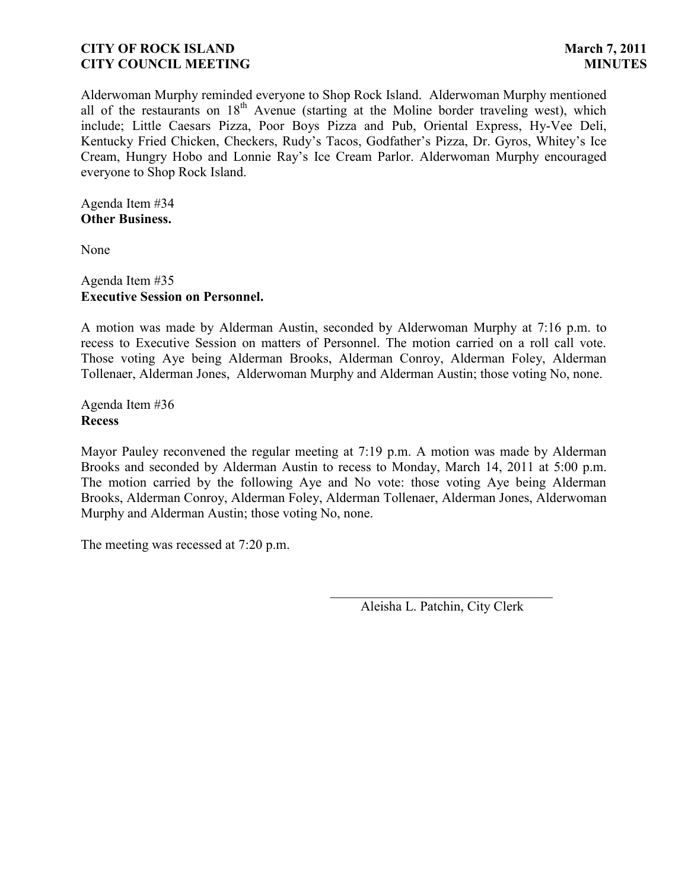Alderwoman Murphy reminded everyone to Shop Rock Island. Alderwoman Murphy mentioned all of the restaurants on 18th Avenue (starting at the Moline border traveling west), which include; Little Caesars Pizza, Poor Boys Pizza and Pub, Oriental Express, Hy-Vee Deli, Kentucky Fried Chicken, Checkers, Rudy's Tacos, Godfather's Pizza, Dr. Gyros, Whitey's Ice Cream, Hungry Hobo and Lonnie Ray's Ice Cream Parlor. Alderwoman Murphy encouraged everyone to Shop Rock Island.

Agenda Item #34
**Other Business.**

None

Agenda Item #35
**Executive Session on Personnel.**

A motion was made by Alderman Austin, seconded by Alderwoman Murphy at 7:16 p.m. to recess to Executive Session on matters of Personnel. The motion carried on a roll call vote. Those voting Aye being Alderman Brooks, Alderman Conroy, Alderman Foley, Alderman Tollenaer, Alderman Jones, Alderwoman Murphy and Alderman Austin; those voting No, none.

Agenda Item #36
**Recess**

Mayor Pauley reconvened the regular meeting at 7:19 p.m. A motion was made by Alderman Brooks and seconded by Alderman Austin to recess to Monday, March 14, 2011 at 5:00 p.m. The motion carried by the following Aye and No vote: those voting Aye being Alderman Brooks, Alderman Conroy, Alderman Foley, Alderman Tollenaer, Alderman Jones, Alderwoman Murphy and Alderman Austin; those voting No, none.

The meeting was recessed at 7:20 p.m.

\_\_\_\_\_\_\_\_\_\_\_\_\_\_\_\_\_\_\_\_\_\_\_\_\_\_\_\_\_\_\_\_\_\_
Aleisha L. Patchin, City Clerk